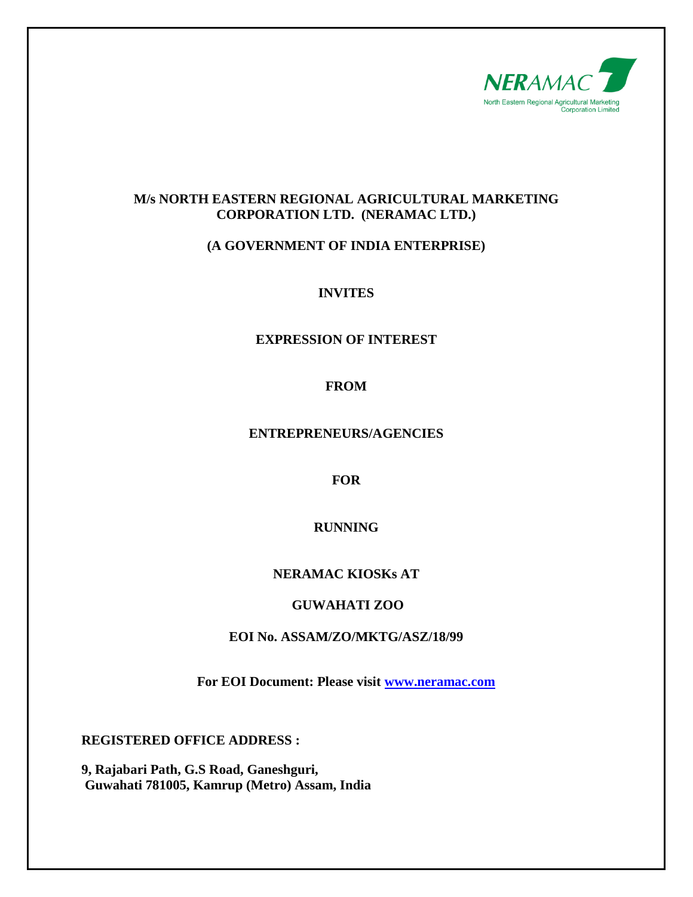NERAMAC

North Eastern Regional Agricultural Marketing Corporation Limited

**M/s NORTH EASTERN REGIONAL AGRICULTURAL MARKETING CORPORATION LTD. (NERAMAC LTD.)**

**(A GOVERNMENT OF INDIA ENTERPRISE)**

**INVITES**

**EXPRESSION OF INTEREST**

**FROM**

**ENTREPRENEURS/AGENCIES**

**FOR**

**RUNNING**

**NERAMAC KIOSKs AT**

**GUWAHATI ZOO**

**EOI No. ASSAM/ZO/MKTG/ASZ/18/99**

**For EOI Document: Please visit www.neramac.com**

**REGISTERED OFFICE ADDRESS :**

**9, Rajabari Path, G.S Road, Ganeshguri,**
**Guwahati 781005, Kamrup (Metro) Assam, India**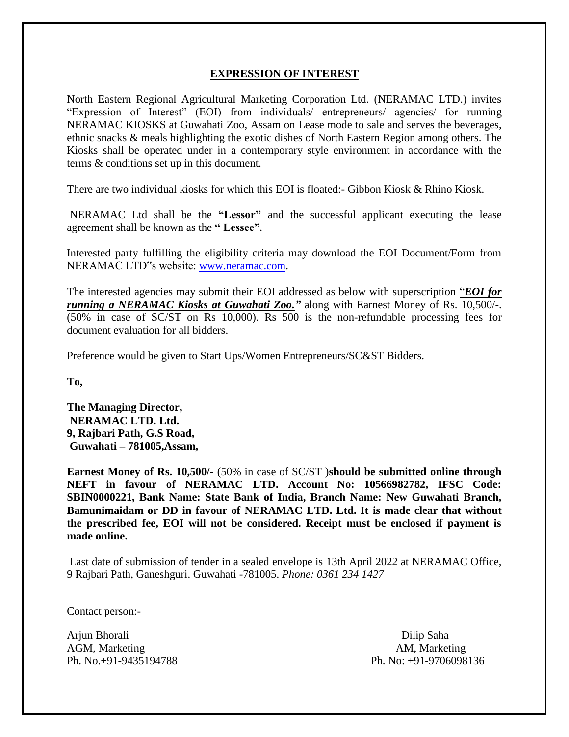## **EXPRESSION OF INTEREST**

North Eastern Regional Agricultural Marketing Corporation Ltd. (NERAMAC LTD.) invites "Expression of Interest" (EOI) from individuals/ entrepreneurs/ agencies/ for running NERAMAC KIOSKS at Guwahati Zoo, Assam on Lease mode to sale and serves the beverages, ethnic snacks & meals highlighting the exotic dishes of North Eastern Region among others. The Kiosks shall be operated under in a contemporary style environment in accordance with the terms & conditions set up in this document.

There are two individual kiosks for which this EOI is floated:- Gibbon Kiosk & Rhino Kiosk.

NERAMAC Ltd shall be the **"Lessor"** and the successful applicant executing the lease agreement shall be known as the **" Lessee"**.

Interested party fulfilling the eligibility criteria may download the EOI Document/Form from NERAMAC LTD"s website: www.neramac.com.

The interested agencies may submit their EOI addressed as below with superscription "***EOI for running a NERAMAC Kiosks at Guwahati Zoo."*** along with Earnest Money of Rs. 10,500/-. (50% in case of SC/ST on Rs 10,000). Rs 500 is the non-refundable processing fees for document evaluation for all bidders.

Preference would be given to Start Ups/Women Entrepreneurs/SC&ST Bidders.

**To,**

**The Managing Director,**
**NERAMAC LTD. Ltd.**
**9, Rajbari Path, G.S Road,**
**Guwahati – 781005,Assam,**

**Earnest Money of Rs. 10,500/-** (50% in case of SC/ST )**should be submitted online through NEFT in favour of NERAMAC LTD. Account No: 10566982782, IFSC Code: SBIN0000221, Bank Name: State Bank of India, Branch Name: New Guwahati Branch, Bamunimaidam or DD in favour of NERAMAC LTD. Ltd. It is made clear that without the prescribed fee, EOI will not be considered. Receipt must be enclosed if payment is made online.**

Last date of submission of tender in a sealed envelope is 13th April 2022 at NERAMAC Office, 9 Rajbari Path, Ganeshguri. Guwahati -781005. *Phone: 0361 234 1427*

Contact person:-

Arjun Bhorali
AGM, Marketing
Ph. No.+91-9435194788

Dilip Saha
AM, Marketing
Ph. No: +91-9706098136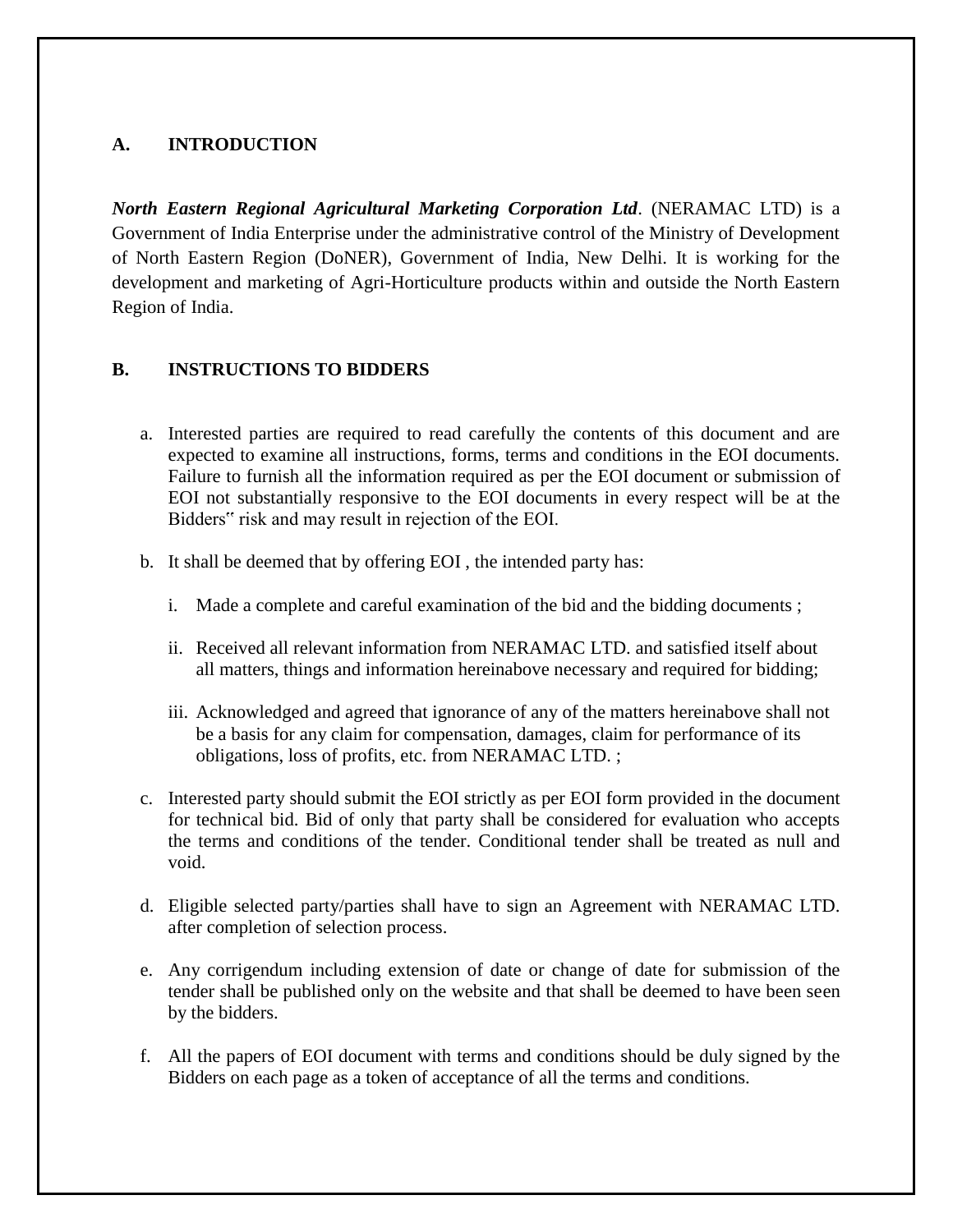## A. INTRODUCTION

***North Eastern Regional Agricultural Marketing Corporation Ltd***. (NERAMAC LTD) is a Government of India Enterprise under the administrative control of the Ministry of Development of North Eastern Region (DoNER), Government of India, New Delhi. It is working for the development and marketing of Agri-Horticulture products within and outside the North Eastern Region of India.

## B. INSTRUCTIONS TO BIDDERS

a. Interested parties are required to read carefully the contents of this document and are expected to examine all instructions, forms, terms and conditions in the EOI documents. Failure to furnish all the information required as per the EOI document or submission of EOI not substantially responsive to the EOI documents in every respect will be at the Bidders‟ risk and may result in rejection of the EOI.

b. It shall be deemed that by offering EOI , the intended party has:

   i. Made a complete and careful examination of the bid and the bidding documents ;

   ii. Received all relevant information from NERAMAC LTD. and satisfied itself about all matters, things and information hereinabove necessary and required for bidding;

   iii. Acknowledged and agreed that ignorance of any of the matters hereinabove shall not be a basis for any claim for compensation, damages, claim for performance of its obligations, loss of profits, etc. from NERAMAC LTD. ;

c. Interested party should submit the EOI strictly as per EOI form provided in the document for technical bid. Bid of only that party shall be considered for evaluation who accepts the terms and conditions of the tender. Conditional tender shall be treated as null and void.

d. Eligible selected party/parties shall have to sign an Agreement with NERAMAC LTD. after completion of selection process.

e. Any corrigendum including extension of date or change of date for submission of the tender shall be published only on the website and that shall be deemed to have been seen by the bidders.

f. All the papers of EOI document with terms and conditions should be duly signed by the Bidders on each page as a token of acceptance of all the terms and conditions.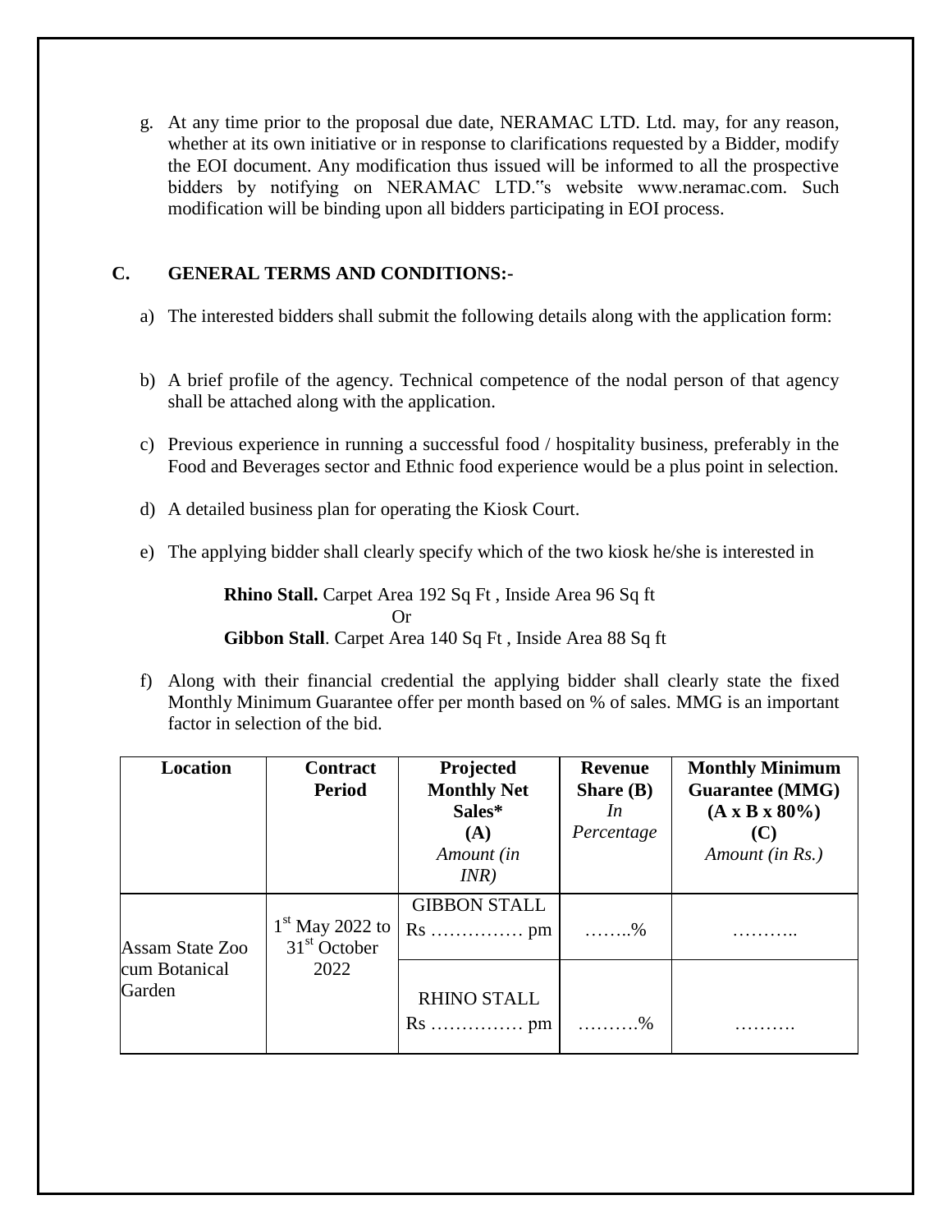g. At any time prior to the proposal due date, NERAMAC LTD. Ltd. may, for any reason, whether at its own initiative or in response to clarifications requested by a Bidder, modify the EOI document. Any modification thus issued will be informed to all the prospective bidders by notifying on NERAMAC LTD.‶s website www.neramac.com. Such modification will be binding upon all bidders participating in EOI process.

## C. GENERAL TERMS AND CONDITIONS:-

a) The interested bidders shall submit the following details along with the application form:

b) A brief profile of the agency. Technical competence of the nodal person of that agency shall be attached along with the application.

c) Previous experience in running a successful food / hospitality business, preferably in the Food and Beverages sector and Ethnic food experience would be a plus point in selection.

d) A detailed business plan for operating the Kiosk Court.

e) The applying bidder shall clearly specify which of the two kiosk he/she is interested in

**Rhino Stall.** Carpet Area 192 Sq Ft , Inside Area 96 Sq ft

Or

**Gibbon Stall**. Carpet Area 140 Sq Ft , Inside Area 88 Sq ft

f) Along with their financial credential the applying bidder shall clearly state the fixed Monthly Minimum Guarantee offer per month based on % of sales. MMG is an important factor in selection of the bid.

| **Location** | **Contract Period** | **Projected Monthly Net Sales* (A)** *Amount (in INR)* | **Revenue Share (B)** *In Percentage* | **Monthly Minimum Guarantee (MMG) (A x B x 80%) (C)** *Amount (in Rs.)* |
|---|---|---|---|---|
| Assam State Zoo cum Botanical Garden | 1st May 2022 to 31st October 2022 | GIBBON STALL Rs …………… pm | ……..% | ……….. |
| | | RHINO STALL Rs …………… pm | ……….% | ………. |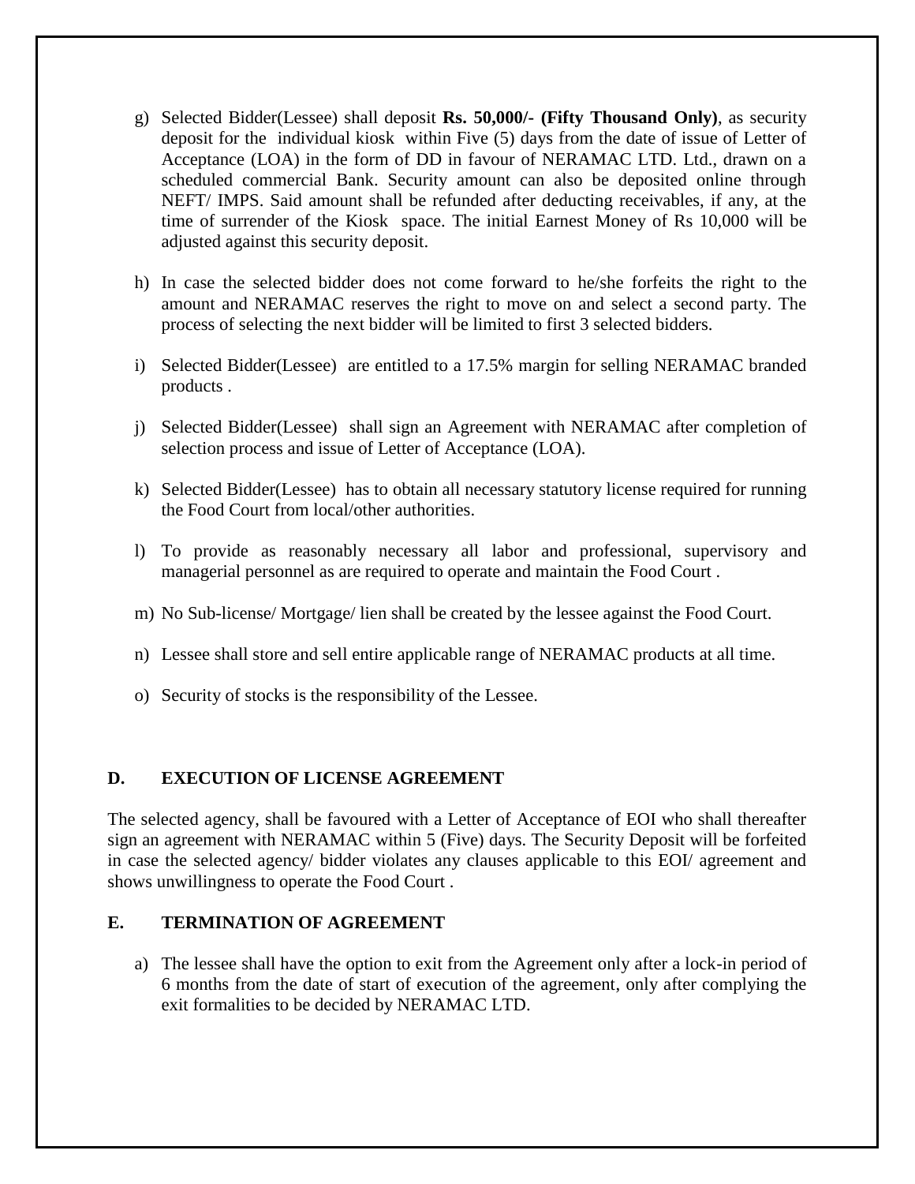g) Selected Bidder(Lessee) shall deposit **Rs. 50,000/- (Fifty Thousand Only)**, as security deposit for the individual kiosk within Five (5) days from the date of issue of Letter of Acceptance (LOA) in the form of DD in favour of NERAMAC LTD. Ltd., drawn on a scheduled commercial Bank. Security amount can also be deposited online through NEFT/ IMPS. Said amount shall be refunded after deducting receivables, if any, at the time of surrender of the Kiosk space. The initial Earnest Money of Rs 10,000 will be adjusted against this security deposit.

h) In case the selected bidder does not come forward to he/she forfeits the right to the amount and NERAMAC reserves the right to move on and select a second party. The process of selecting the next bidder will be limited to first 3 selected bidders.

i) Selected Bidder(Lessee) are entitled to a 17.5% margin for selling NERAMAC branded products .

j) Selected Bidder(Lessee) shall sign an Agreement with NERAMAC after completion of selection process and issue of Letter of Acceptance (LOA).

k) Selected Bidder(Lessee) has to obtain all necessary statutory license required for running the Food Court from local/other authorities.

l) To provide as reasonably necessary all labor and professional, supervisory and managerial personnel as are required to operate and maintain the Food Court .

m) No Sub-license/ Mortgage/ lien shall be created by the lessee against the Food Court.

n) Lessee shall store and sell entire applicable range of NERAMAC products at all time.

o) Security of stocks is the responsibility of the Lessee.

## D. EXECUTION OF LICENSE AGREEMENT

The selected agency, shall be favoured with a Letter of Acceptance of EOI who shall thereafter sign an agreement with NERAMAC within 5 (Five) days. The Security Deposit will be forfeited in case the selected agency/ bidder violates any clauses applicable to this EOI/ agreement and shows unwillingness to operate the Food Court .

## E. TERMINATION OF AGREEMENT

a) The lessee shall have the option to exit from the Agreement only after a lock-in period of 6 months from the date of start of execution of the agreement, only after complying the exit formalities to be decided by NERAMAC LTD.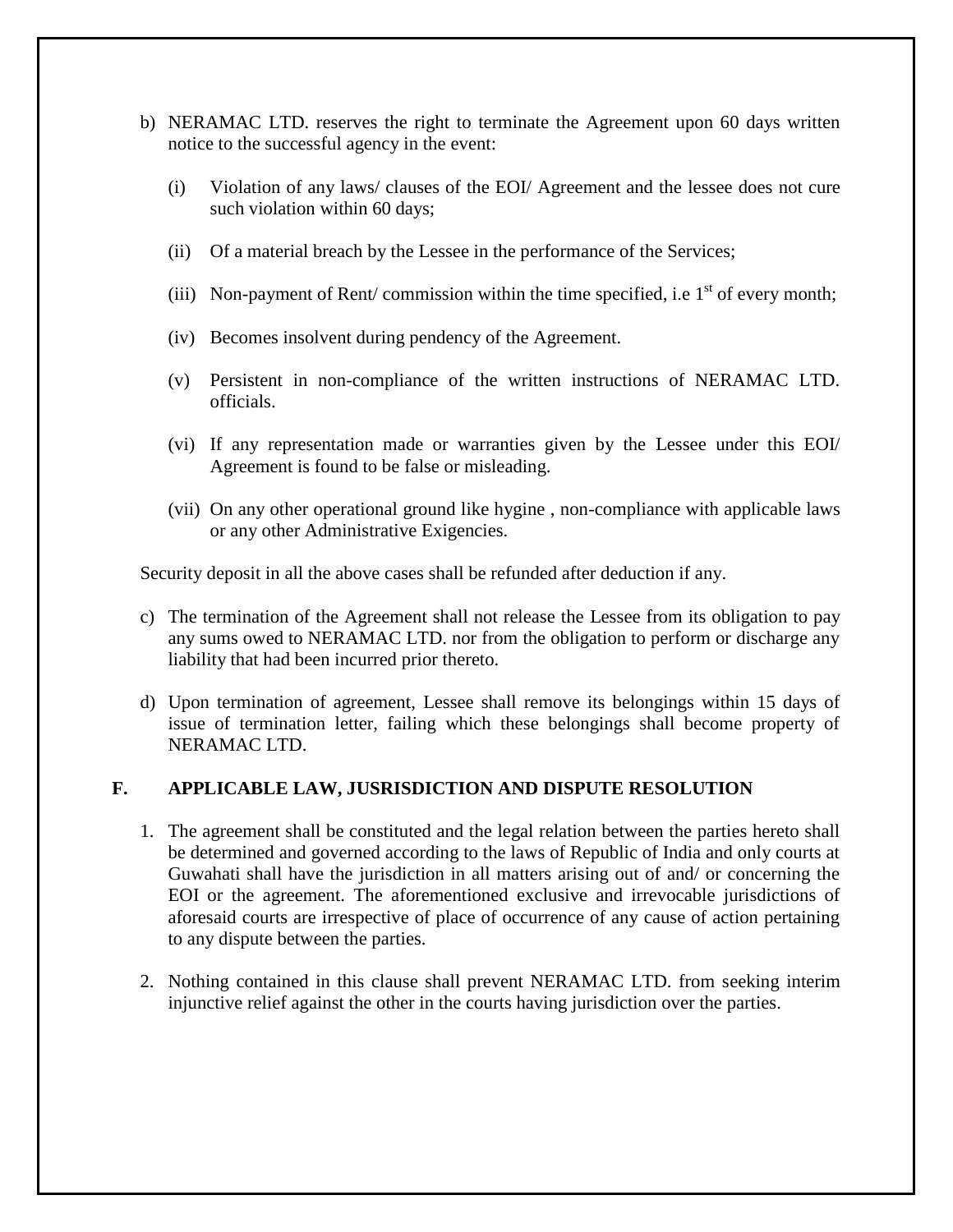b) NERAMAC LTD. reserves the right to terminate the Agreement upon 60 days written notice to the successful agency in the event:

   (i) Violation of any laws/ clauses of the EOI/ Agreement and the lessee does not cure such violation within 60 days;

   (ii) Of a material breach by the Lessee in the performance of the Services;

   (iii) Non-payment of Rent/ commission within the time specified, i.e 1st of every month;

   (iv) Becomes insolvent during pendency of the Agreement.

   (v) Persistent in non-compliance of the written instructions of NERAMAC LTD. officials.

   (vi) If any representation made or warranties given by the Lessee under this EOI/ Agreement is found to be false or misleading.

   (vii) On any other operational ground like hygine , non-compliance with applicable laws or any other Administrative Exigencies.

Security deposit in all the above cases shall be refunded after deduction if any.

c) The termination of the Agreement shall not release the Lessee from its obligation to pay any sums owed to NERAMAC LTD. nor from the obligation to perform or discharge any liability that had been incurred prior thereto.

d) Upon termination of agreement, Lessee shall remove its belongings within 15 days of issue of termination letter, failing which these belongings shall become property of NERAMAC LTD.

## F. APPLICABLE LAW, JUSRISDICTION AND DISPUTE RESOLUTION

1. The agreement shall be constituted and the legal relation between the parties hereto shall be determined and governed according to the laws of Republic of India and only courts at Guwahati shall have the jurisdiction in all matters arising out of and/ or concerning the EOI or the agreement. The aforementioned exclusive and irrevocable jurisdictions of aforesaid courts are irrespective of place of occurrence of any cause of action pertaining to any dispute between the parties.

2. Nothing contained in this clause shall prevent NERAMAC LTD. from seeking interim injunctive relief against the other in the courts having jurisdiction over the parties.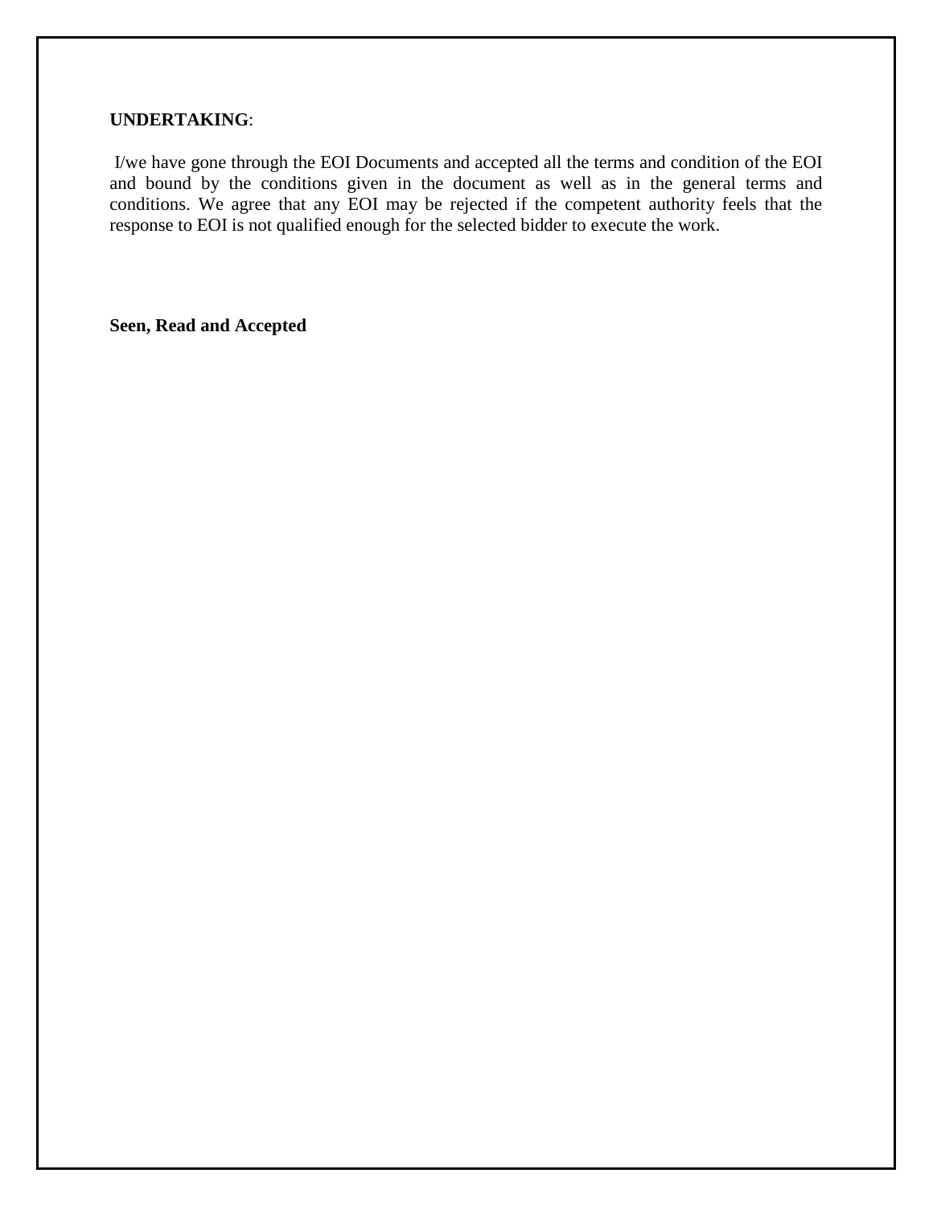**UNDERTAKING**:

I/we have gone through the EOI Documents and accepted all the terms and condition of the EOI and bound by the conditions given in the document as well as in the general terms and conditions. We agree that any EOI may be rejected if the competent authority feels that the response to EOI is not qualified enough for the selected bidder to execute the work.

**Seen, Read and Accepted**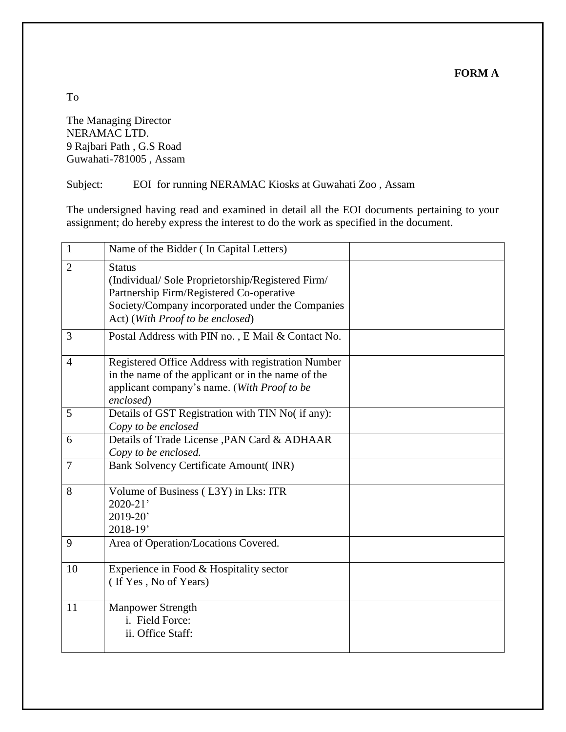**FORM A**

To

The Managing Director
NERAMAC LTD.
9 Rajbari Path , G.S Road
Guwahati-781005 , Assam

Subject: EOI for running NERAMAC Kiosks at Guwahati Zoo , Assam

The undersigned having read and examined in detail all the EOI documents pertaining to your assignment; do hereby express the interest to do the work as specified in the document.

| | | |
|---|---|---|
| 1 | Name of the Bidder ( In Capital Letters) | |
| 2 | Status<br>(Individual/ Sole Proprietorship/Registered Firm/ Partnership Firm/Registered Co-operative Society/Company incorporated under the Companies Act) (*With Proof to be enclosed*) | |
| 3 | Postal Address with PIN no. , E Mail & Contact No. | |
| 4 | Registered Office Address with registration Number in the name of the applicant or in the name of the applicant company's name. (*With Proof to be enclosed*) | |
| 5 | Details of GST Registration with TIN No( if any):<br>*Copy to be enclosed* | |
| 6 | Details of Trade License ,PAN Card & ADHAAR<br>*Copy to be enclosed.* | |
| 7 | Bank Solvency Certificate Amount( INR) | |
| 8 | Volume of Business ( L3Y) in Lks: ITR<br>2020-21'<br>2019-20'<br>2018-19' | |
| 9 | Area of Operation/Locations Covered. | |
| 10 | Experience in Food & Hospitality sector<br>( If Yes , No of Years) | |
| 11 | Manpower Strength<br>i. Field Force:<br>ii. Office Staff: | |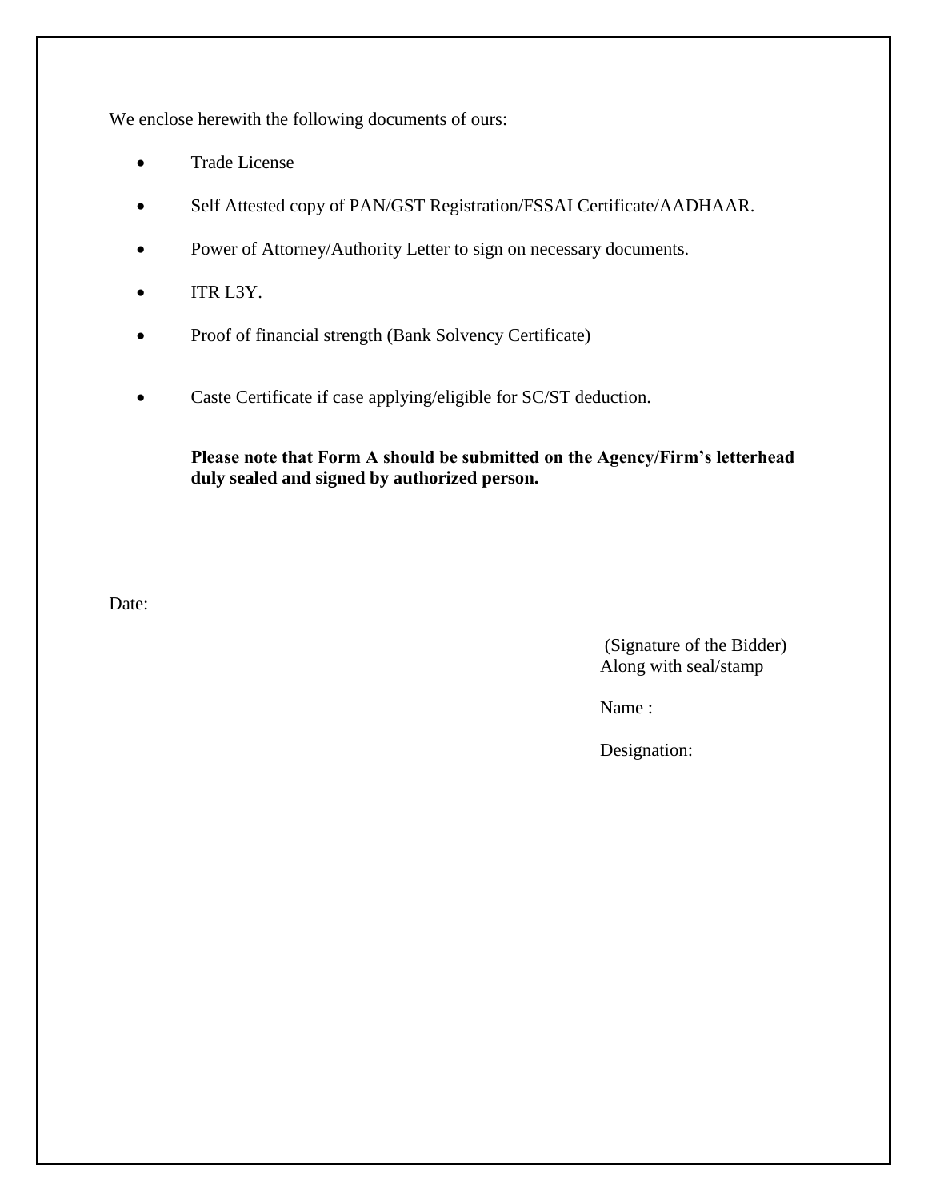We enclose herewith the following documents of ours:

- Trade License
- Self Attested copy of PAN/GST Registration/FSSAI Certificate/AADHAAR.
- Power of Attorney/Authority Letter to sign on necessary documents.
- ITR L3Y.
- Proof of financial strength (Bank Solvency Certificate)
- Caste Certificate if case applying/eligible for SC/ST deduction.

**Please note that Form A should be submitted on the Agency/Firm's letterhead duly sealed and signed by authorized person.**

Date:

(Signature of the Bidder)
Along with seal/stamp

Name :

Designation: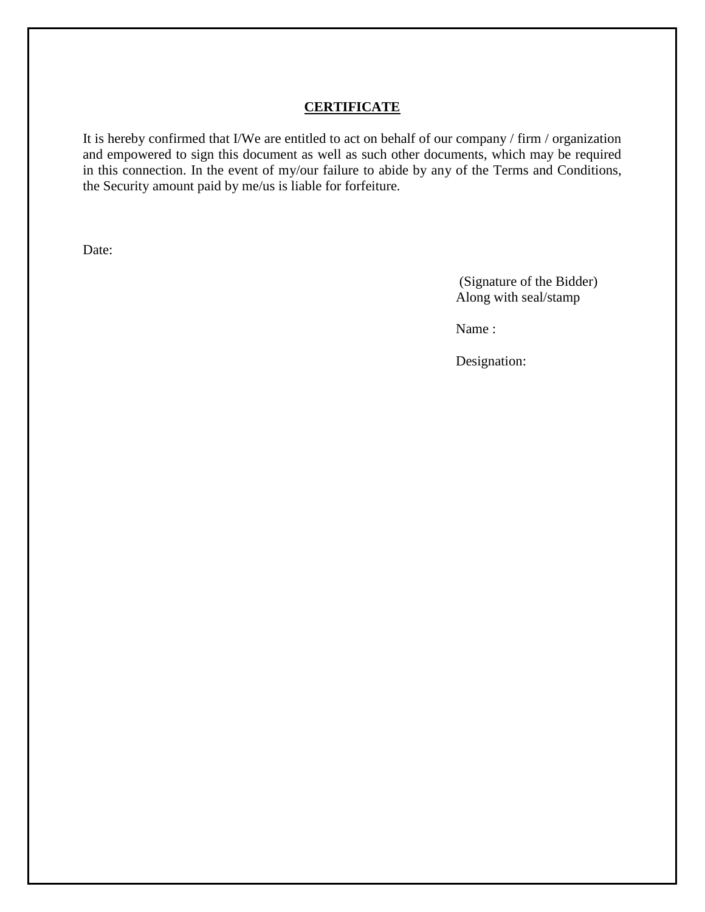## CERTIFICATE

It is hereby confirmed that I/We are entitled to act on behalf of our company / firm / organization and empowered to sign this document as well as such other documents, which may be required in this connection. In the event of my/our failure to abide by any of the Terms and Conditions, the Security amount paid by me/us is liable for forfeiture.

Date:

(Signature of the Bidder)
Along with seal/stamp

Name :

Designation: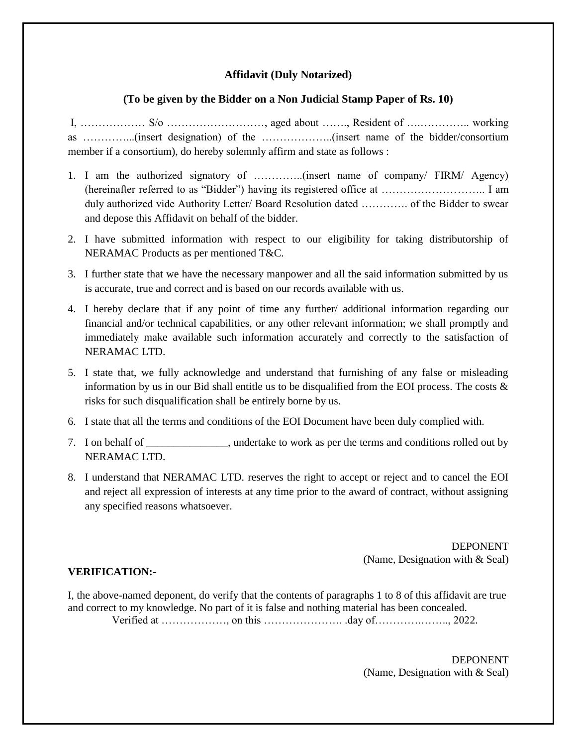**Affidavit (Duly Notarized)**

**(To be given by the Bidder on a Non Judicial Stamp Paper of Rs. 10)**

I, ……………… S/o ………………………, aged about ……., Resident of ….………….. working as …………...(insert designation) of the ………………..(insert name of the bidder/consortium member if a consortium), do hereby solemnly affirm and state as follows :

1. I am the authorized signatory of …………..(insert name of company/ FIRM/ Agency) (hereinafter referred to as "Bidder") having its registered office at ……………………….. I am duly authorized vide Authority Letter/ Board Resolution dated …………. of the Bidder to swear and depose this Affidavit on behalf of the bidder.
2. I have submitted information with respect to our eligibility for taking distributorship of NERAMAC Products as per mentioned T&C.
3. I further state that we have the necessary manpower and all the said information submitted by us is accurate, true and correct and is based on our records available with us.
4. I hereby declare that if any point of time any further/ additional information regarding our financial and/or technical capabilities, or any other relevant information; we shall promptly and immediately make available such information accurately and correctly to the satisfaction of NERAMAC LTD.
5. I state that, we fully acknowledge and understand that furnishing of any false or misleading information by us in our Bid shall entitle us to be disqualified from the EOI process. The costs & risks for such disqualification shall be entirely borne by us.
6. I state that all the terms and conditions of the EOI Document have been duly complied with.
7. I on behalf of _______________, undertake to work as per the terms and conditions rolled out by NERAMAC LTD.
8. I understand that NERAMAC LTD. reserves the right to accept or reject and to cancel the EOI and reject all expression of interests at any time prior to the award of contract, without assigning any specified reasons whatsoever.

DEPONENT
(Name, Designation with & Seal)

**VERIFICATION:-**

I, the above-named deponent, do verify that the contents of paragraphs 1 to 8 of this affidavit are true and correct to my knowledge. No part of it is false and nothing material has been concealed.

Verified at ………………, on this …………………. .day of………….…….., 2022.

DEPONENT
(Name, Designation with & Seal)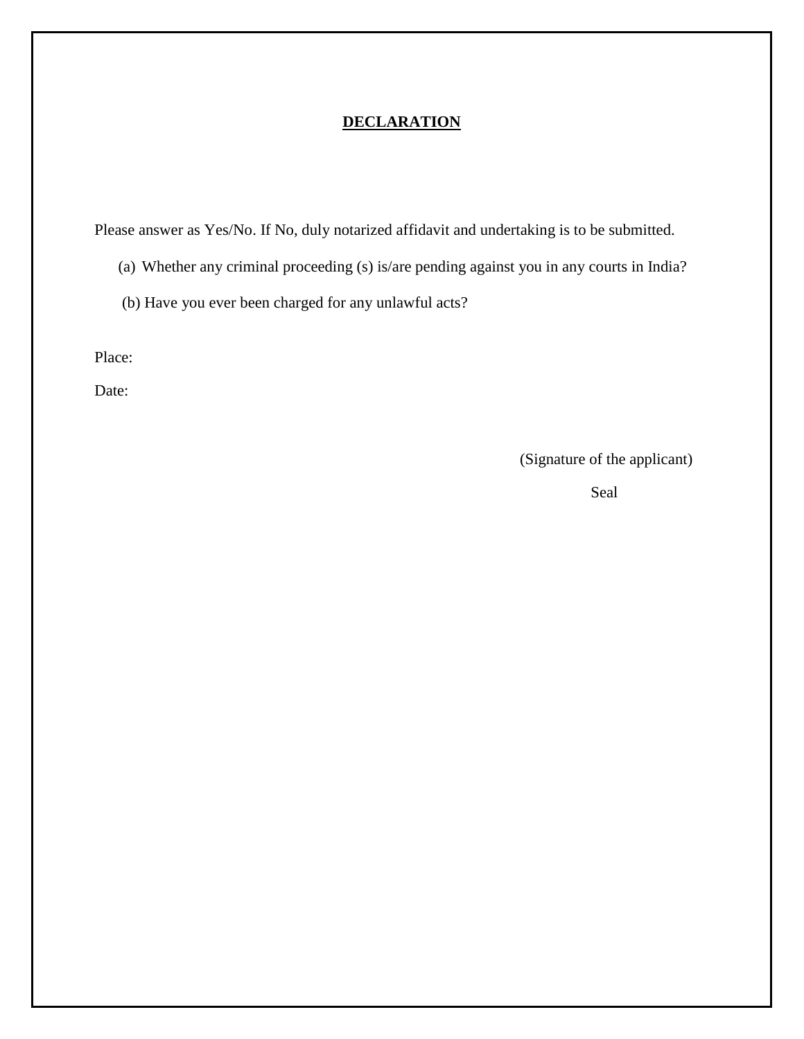## **DECLARATION**

Please answer as Yes/No. If No, duly notarized affidavit and undertaking is to be submitted.

(a) Whether any criminal proceeding (s) is/are pending against you in any courts in India?

(b) Have you ever been charged for any unlawful acts?

Place:

Date:

(Signature of the applicant)

Seal